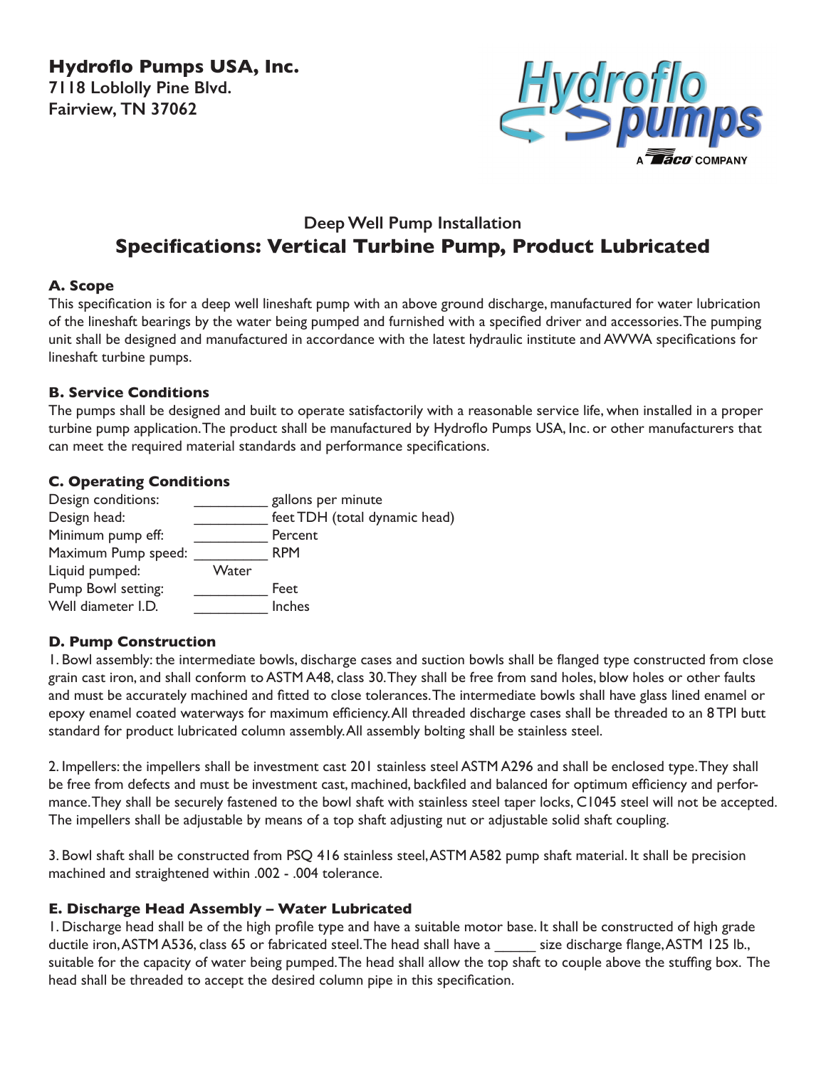**Hydroflo Pumps USA, Inc.**
**7118 Loblolly Pine Blvd.**
**Fairview, TN 37062**

## Deep Well Pump Installation

# Specifications: Vertical Turbine Pump, Product Lubricated

### A. Scope

This specification is for a deep well lineshaft pump with an above ground discharge, manufactured for water lubrication of the lineshaft bearings by the water being pumped and furnished with a specified driver and accessories. The pumping unit shall be designed and manufactured in accordance with the latest hydraulic institute and AWWA specifications for lineshaft turbine pumps.

### B. Service Conditions

The pumps shall be designed and built to operate satisfactorily with a reasonable service life, when installed in a proper turbine pump application. The product shall be manufactured by Hydroflo Pumps USA, Inc. or other manufacturers that can meet the required material standards and performance specifications.

### C. Operating Conditions

| | | |
|---|---|---|
| Design conditions: | _________ | gallons per minute |
| Design head: | _________ | feet TDH (total dynamic head) |
| Minimum pump eff: | _________ | Percent |
| Maximum Pump speed: | _________ | RPM |
| Liquid pumped: | Water | |
| Pump Bowl setting: | _________ | Feet |
| Well diameter I.D. | _________ | Inches |

### D. Pump Construction

1. Bowl assembly: the intermediate bowls, discharge cases and suction bowls shall be flanged type constructed from close grain cast iron, and shall conform to ASTM A48, class 30. They shall be free from sand holes, blow holes or other faults and must be accurately machined and fitted to close tolerances. The intermediate bowls shall have glass lined enamel or epoxy enamel coated waterways for maximum efficiency. All threaded discharge cases shall be threaded to an 8 TPI butt standard for product lubricated column assembly. All assembly bolting shall be stainless steel.

2. Impellers: the impellers shall be investment cast 201 stainless steel ASTM A296 and shall be enclosed type. They shall be free from defects and must be investment cast, machined, backfiled and balanced for optimum efficiency and performance. They shall be securely fastened to the bowl shaft with stainless steel taper locks, C1045 steel will not be accepted. The impellers shall be adjustable by means of a top shaft adjusting nut or adjustable solid shaft coupling.

3. Bowl shaft shall be constructed from PSQ 416 stainless steel, ASTM A582 pump shaft material. It shall be precision machined and straightened within .002 - .004 tolerance.

### E. Discharge Head Assembly – Water Lubricated

1. Discharge head shall be of the high profile type and have a suitable motor base. It shall be constructed of high grade ductile iron, ASTM A536, class 65 or fabricated steel. The head shall have a _____ size discharge flange, ASTM 125 lb., suitable for the capacity of water being pumped. The head shall allow the top shaft to couple above the stuffing box. The head shall be threaded to accept the desired column pipe in this specification.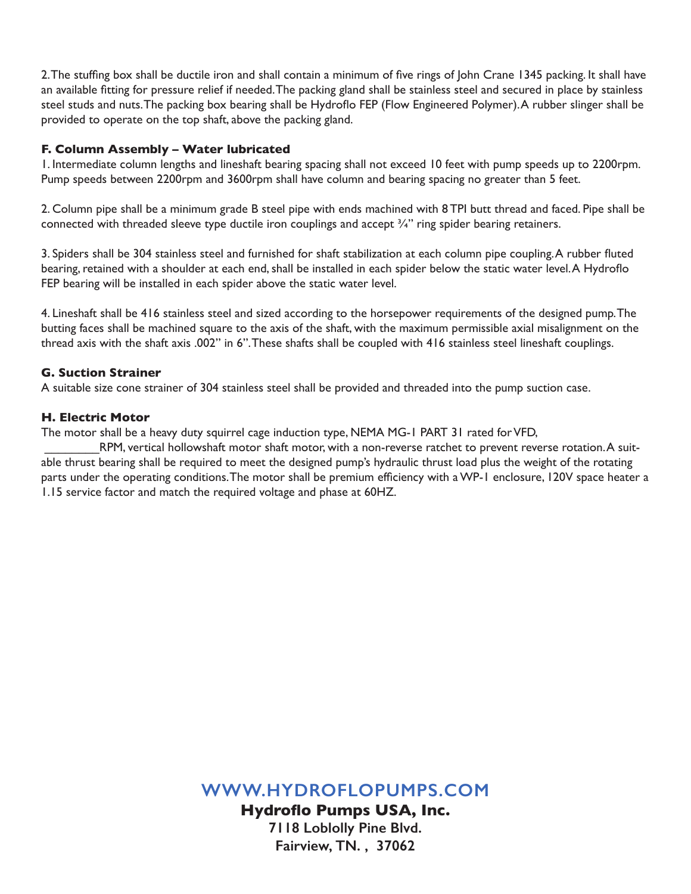2. The stuffing box shall be ductile iron and shall contain a minimum of five rings of John Crane 1345 packing. It shall have an available fitting for pressure relief if needed. The packing gland shall be stainless steel and secured in place by stainless steel studs and nuts. The packing box bearing shall be Hydroflo FEP (Flow Engineered Polymer). A rubber slinger shall be provided to operate on the top shaft, above the packing gland.

#### F. Column Assembly – Water lubricated

1. Intermediate column lengths and lineshaft bearing spacing shall not exceed 10 feet with pump speeds up to 2200rpm. Pump speeds between 2200rpm and 3600rpm shall have column and bearing spacing no greater than 5 feet.

2. Column pipe shall be a minimum grade B steel pipe with ends machined with 8 TPI butt thread and faced. Pipe shall be connected with threaded sleeve type ductile iron couplings and accept ¾" ring spider bearing retainers.

3. Spiders shall be 304 stainless steel and furnished for shaft stabilization at each column pipe coupling. A rubber fluted bearing, retained with a shoulder at each end, shall be installed in each spider below the static water level. A Hydroflo FEP bearing will be installed in each spider above the static water level.

4. Lineshaft shall be 416 stainless steel and sized according to the horsepower requirements of the designed pump. The butting faces shall be machined square to the axis of the shaft, with the maximum permissible axial misalignment on the thread axis with the shaft axis .002" in 6". These shafts shall be coupled with 416 stainless steel lineshaft couplings.

#### G. Suction Strainer

A suitable size cone strainer of 304 stainless steel shall be provided and threaded into the pump suction case.

#### H. Electric Motor

The motor shall be a heavy duty squirrel cage induction type, NEMA MG-1 PART 31 rated for VFD, ________RPM, vertical hollowshaft motor shaft motor, with a non-reverse ratchet to prevent reverse rotation. A suitable thrust bearing shall be required to meet the designed pump's hydraulic thrust load plus the weight of the rotating parts under the operating conditions. The motor shall be premium efficiency with a WP-1 enclosure, 120V space heater a 1.15 service factor and match the required voltage and phase at 60HZ.

**WWW.HYDROFLOPUMPS.COM**

**Hydroflo Pumps USA, Inc.**

**7118 Loblolly Pine Blvd.**

**Fairview, TN. , 37062**